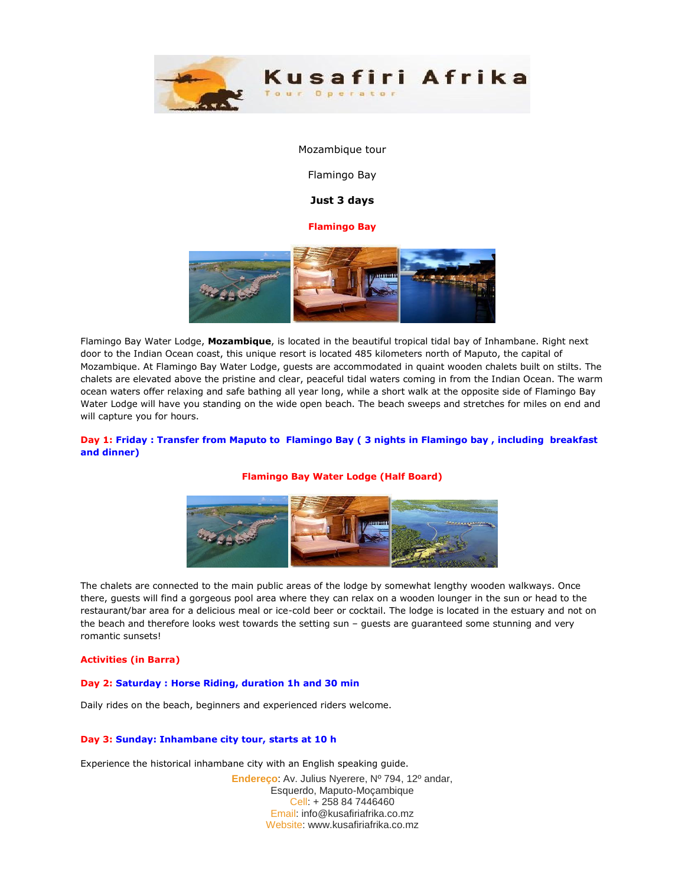Kusafiri Afrika

Tour Operator

Mozambique tour

Flamingo Bay

**Just 3 days**

**Flamingo Bay**

Flamingo Bay Water Lodge, **Mozambique**, is located in the beautiful tropical tidal bay of Inhambane. Right next door to the Indian Ocean coast, this unique resort is located 485 kilometers north of Maputo, the capital of Mozambique. At Flamingo Bay Water Lodge, guests are accommodated in quaint wooden chalets built on stilts. The chalets are elevated above the pristine and clear, peaceful tidal waters coming in from the Indian Ocean. The warm ocean waters offer relaxing and safe bathing all year long, while a short walk at the opposite side of Flamingo Bay Water Lodge will have you standing on the wide open beach. The beach sweeps and stretches for miles on end and will capture you for hours.

**Day 1: Friday : Transfer from Maputo to Flamingo Bay ( 3 nights in Flamingo bay , including breakfast and dinner)**

**Flamingo Bay Water Lodge (Half Board)**

The chalets are connected to the main public areas of the lodge by somewhat lengthy wooden walkways. Once there, guests will find a gorgeous pool area where they can relax on a wooden lounger in the sun or head to the restaurant/bar area for a delicious meal or ice-cold beer or cocktail. The lodge is located in the estuary and not on the beach and therefore looks west towards the setting sun – guests are guaranteed some stunning and very romantic sunsets!

**Activities (in Barra)**

**Day 2: Saturday : Horse Riding, duration 1h and 30 min**

Daily rides on the beach, beginners and experienced riders welcome.

**Day 3: Sunday: Inhambane city tour, starts at 10 h**

Experience the historical inhambane city with an English speaking guide.

Endereço: Av. Julius Nyerere, Nº 794, 12º andar,
Esquerdo, Maputo-Moçambique
Cell: + 258 84 7446460
Email: info@kusafiriafrika.co.mz
Website: www.kusafiriafrika.co.mz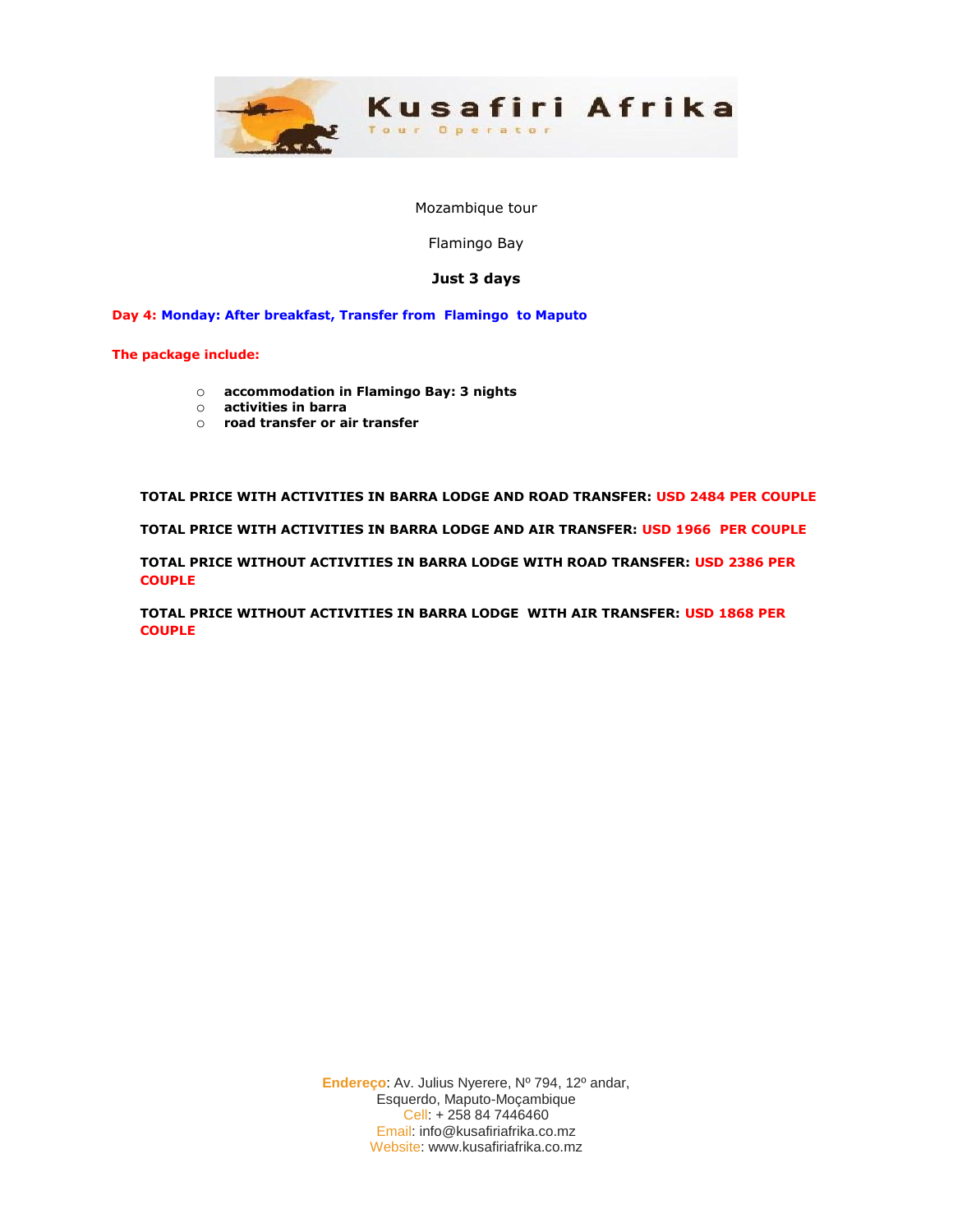Kusafiri Afrika

Tour Operator

Mozambique tour

Flamingo Bay

**Just 3 days**

**Day 4: Monday: After breakfast, Transfer from Flamingo to Maputo**

**The package include:**

- **accommodation in Flamingo Bay: 3 nights**
- **activities in barra**
- **road transfer or air transfer**

**TOTAL PRICE WITH ACTIVITIES IN BARRA LODGE AND ROAD TRANSFER: USD 2484 PER COUPLE**

**TOTAL PRICE WITH ACTIVITIES IN BARRA LODGE AND AIR TRANSFER: USD 1966 PER COUPLE**

**TOTAL PRICE WITHOUT ACTIVITIES IN BARRA LODGE WITH ROAD TRANSFER: USD 2386 PER COUPLE**

**TOTAL PRICE WITHOUT ACTIVITIES IN BARRA LODGE WITH AIR TRANSFER: USD 1868 PER COUPLE**

Endereço: Av. Julius Nyerere, Nº 794, 12º andar, Esquerdo, Maputo-Moçambique
Cell: + 258 84 7446460
Email: info@kusafiriafrika.co.mz
Website: www.kusafiriafrika.co.mz